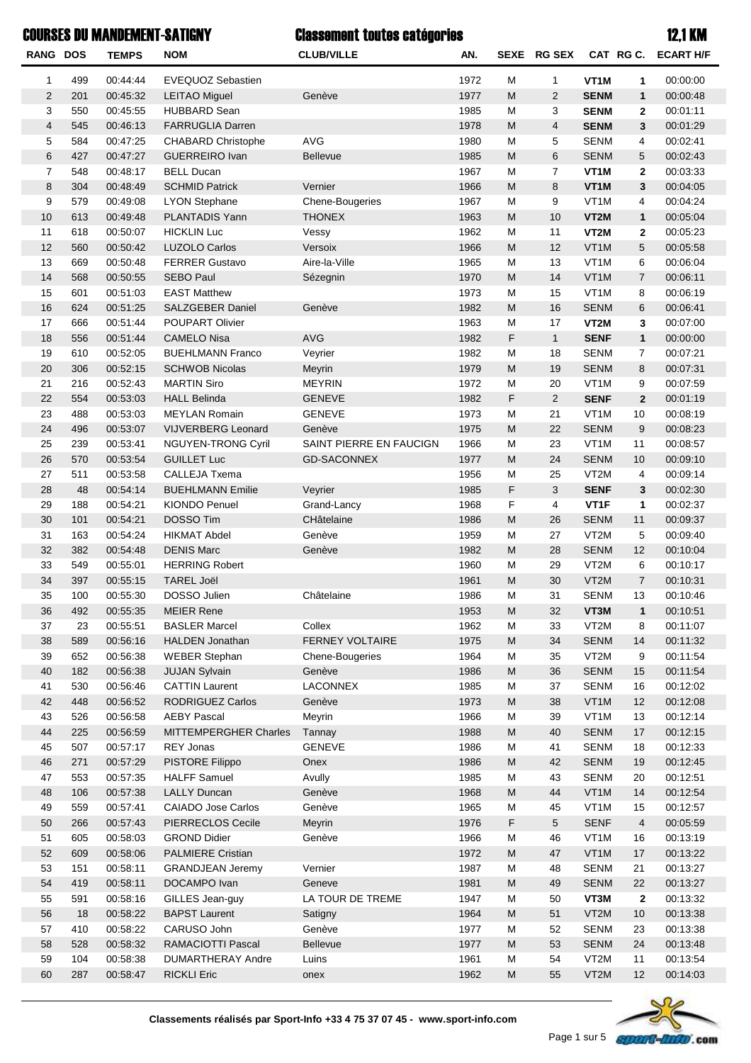# COURSES DU MANDEMENT-SATIGNY

## Classement toutes catégories

## 12,1 KM

| RANG | DOS | TEMPS | NOM | CLUB/VILLE | AN. | SEXE | RG SEX | CAT | RG C. | ECART H/F |
|---|---|---|---|---|---|---|---|---|---|---|
| 1 | 499 | 00:44:44 | EVEQUOZ Sebastien | | 1972 | M | 1 | **VT1M** | **1** | 00:00:00 |
| 2 | 201 | 00:45:32 | LEITAO Miguel | Genève | 1977 | M | 2 | **SENM** | **1** | 00:00:48 |
| 3 | 550 | 00:45:55 | HUBBARD Sean | | 1985 | M | 3 | **SENM** | **2** | 00:01:11 |
| 4 | 545 | 00:46:13 | FARRUGLIA Darren | | 1978 | M | 4 | **SENM** | **3** | 00:01:29 |
| 5 | 584 | 00:47:25 | CHABARD Christophe | AVG | 1980 | M | 5 | SENM | 4 | 00:02:41 |
| 6 | 427 | 00:47:27 | GUERREIRO Ivan | Bellevue | 1985 | M | 6 | SENM | 5 | 00:02:43 |
| 7 | 548 | 00:48:17 | BELL Ducan | | 1967 | M | 7 | **VT1M** | **2** | 00:03:33 |
| 8 | 304 | 00:48:49 | SCHMID Patrick | Vernier | 1966 | M | 8 | **VT1M** | **3** | 00:04:05 |
| 9 | 579 | 00:49:08 | LYON Stephane | Chene-Bougeries | 1967 | M | 9 | VT1M | 4 | 00:04:24 |
| 10 | 613 | 00:49:48 | PLANTADIS Yann | THONEX | 1963 | M | 10 | **VT2M** | **1** | 00:05:04 |
| 11 | 618 | 00:50:07 | HICKLIN Luc | Vessy | 1962 | M | 11 | **VT2M** | **2** | 00:05:23 |
| 12 | 560 | 00:50:42 | LUZOLO Carlos | Versoix | 1966 | M | 12 | VT1M | 5 | 00:05:58 |
| 13 | 669 | 00:50:48 | FERRER Gustavo | Aire-la-Ville | 1965 | M | 13 | VT1M | 6 | 00:06:04 |
| 14 | 568 | 00:50:55 | SEBO Paul | Sézegnin | 1970 | M | 14 | VT1M | 7 | 00:06:11 |
| 15 | 601 | 00:51:03 | EAST Matthew | | 1973 | M | 15 | VT1M | 8 | 00:06:19 |
| 16 | 624 | 00:51:25 | SALZGEBER Daniel | Genève | 1982 | M | 16 | SENM | 6 | 00:06:41 |
| 17 | 666 | 00:51:44 | POUPART Olivier | | 1963 | M | 17 | **VT2M** | **3** | 00:07:00 |
| 18 | 556 | 00:51:44 | CAMELO Nisa | AVG | 1982 | F | 1 | **SENF** | **1** | 00:00:00 |
| 19 | 610 | 00:52:05 | BUEHLMANN Franco | Veyrier | 1982 | M | 18 | SENM | 7 | 00:07:21 |
| 20 | 306 | 00:52:15 | SCHWOB Nicolas | Meyrin | 1979 | M | 19 | SENM | 8 | 00:07:31 |
| 21 | 216 | 00:52:43 | MARTIN Siro | MEYRIN | 1972 | M | 20 | VT1M | 9 | 00:07:59 |
| 22 | 554 | 00:53:03 | HALL Belinda | GENEVE | 1982 | F | 2 | **SENF** | **2** | 00:01:19 |
| 23 | 488 | 00:53:03 | MEYLAN Romain | GENEVE | 1973 | M | 21 | VT1M | 10 | 00:08:19 |
| 24 | 496 | 00:53:07 | VIJVERBERG Leonard | Genève | 1975 | M | 22 | SENM | 9 | 00:08:23 |
| 25 | 239 | 00:53:41 | NGUYEN-TRONG Cyril | SAINT PIERRE EN FAUCIGN | 1966 | M | 23 | VT1M | 11 | 00:08:57 |
| 26 | 570 | 00:53:54 | GUILLET Luc | GD-SACONNEX | 1977 | M | 24 | SENM | 10 | 00:09:10 |
| 27 | 511 | 00:53:58 | CALLEJA Txema | | 1956 | M | 25 | VT2M | 4 | 00:09:14 |
| 28 | 48 | 00:54:14 | BUEHLMANN Emilie | Veyrier | 1985 | F | 3 | **SENF** | **3** | 00:02:30 |
| 29 | 188 | 00:54:21 | KIONDO Penuel | Grand-Lancy | 1968 | F | 4 | **VT1F** | **1** | 00:02:37 |
| 30 | 101 | 00:54:21 | DOSSO Tim | CHâtelaine | 1986 | M | 26 | SENM | 11 | 00:09:37 |
| 31 | 163 | 00:54:24 | HIKMAT Abdel | Genève | 1959 | M | 27 | VT2M | 5 | 00:09:40 |
| 32 | 382 | 00:54:48 | DENIS Marc | Genève | 1982 | M | 28 | SENM | 12 | 00:10:04 |
| 33 | 549 | 00:55:01 | HERRING Robert | | 1960 | M | 29 | VT2M | 6 | 00:10:17 |
| 34 | 397 | 00:55:15 | TAREL Joël | | 1961 | M | 30 | VT2M | 7 | 00:10:31 |
| 35 | 100 | 00:55:30 | DOSSO Julien | Châtelaine | 1986 | M | 31 | SENM | 13 | 00:10:46 |
| 36 | 492 | 00:55:35 | MEIER Rene | | 1953 | M | 32 | **VT3M** | **1** | 00:10:51 |
| 37 | 23 | 00:55:51 | BASLER Marcel | Collex | 1962 | M | 33 | VT2M | 8 | 00:11:07 |
| 38 | 589 | 00:56:16 | HALDEN Jonathan | FERNEY VOLTAIRE | 1975 | M | 34 | SENM | 14 | 00:11:32 |
| 39 | 652 | 00:56:38 | WEBER Stephan | Chene-Bougeries | 1964 | M | 35 | VT2M | 9 | 00:11:54 |
| 40 | 182 | 00:56:38 | JUJAN Sylvain | Genève | 1986 | M | 36 | SENM | 15 | 00:11:54 |
| 41 | 530 | 00:56:46 | CATTIN Laurent | LACONNEX | 1985 | M | 37 | SENM | 16 | 00:12:02 |
| 42 | 448 | 00:56:52 | RODRIGUEZ Carlos | Genève | 1973 | M | 38 | VT1M | 12 | 00:12:08 |
| 43 | 526 | 00:56:58 | AEBY Pascal | Meyrin | 1966 | M | 39 | VT1M | 13 | 00:12:14 |
| 44 | 225 | 00:56:59 | MITTEMPERGHER Charles | Tannay | 1988 | M | 40 | SENM | 17 | 00:12:15 |
| 45 | 507 | 00:57:17 | REY Jonas | GENEVE | 1986 | M | 41 | SENM | 18 | 00:12:33 |
| 46 | 271 | 00:57:29 | PISTORE Filippo | Onex | 1986 | M | 42 | SENM | 19 | 00:12:45 |
| 47 | 553 | 00:57:35 | HALFF Samuel | Avully | 1985 | M | 43 | SENM | 20 | 00:12:51 |
| 48 | 106 | 00:57:38 | LALLY Duncan | Genève | 1968 | M | 44 | VT1M | 14 | 00:12:54 |
| 49 | 559 | 00:57:41 | CAIADO Jose Carlos | Genève | 1965 | M | 45 | VT1M | 15 | 00:12:57 |
| 50 | 266 | 00:57:43 | PIERRECLOS Cecile | Meyrin | 1976 | F | 5 | SENF | 4 | 00:05:59 |
| 51 | 605 | 00:58:03 | GROND Didier | Genève | 1966 | M | 46 | VT1M | 16 | 00:13:19 |
| 52 | 609 | 00:58:06 | PALMIERE Cristian | | 1972 | M | 47 | VT1M | 17 | 00:13:22 |
| 53 | 151 | 00:58:11 | GRANDJEAN Jeremy | Vernier | 1987 | M | 48 | SENM | 21 | 00:13:27 |
| 54 | 419 | 00:58:11 | DOCAMPO Ivan | Geneve | 1981 | M | 49 | SENM | 22 | 00:13:27 |
| 55 | 591 | 00:58:16 | GILLES Jean-guy | LA TOUR DE TREME | 1947 | M | 50 | **VT3M** | **2** | 00:13:32 |
| 56 | 18 | 00:58:22 | BAPST Laurent | Satigny | 1964 | M | 51 | VT2M | 10 | 00:13:38 |
| 57 | 410 | 00:58:22 | CARUSO John | Genève | 1977 | M | 52 | SENM | 23 | 00:13:38 |
| 58 | 528 | 00:58:32 | RAMACIOTTI Pascal | Bellevue | 1977 | M | 53 | SENM | 24 | 00:13:48 |
| 59 | 104 | 00:58:38 | DUMARTHERAY Andre | Luins | 1961 | M | 54 | VT2M | 11 | 00:13:54 |
| 60 | 287 | 00:58:47 | RICKLI Eric | onex | 1962 | M | 55 | VT2M | 12 | 00:14:03 |

**Classements réalisés par Sport-Info +33 4 75 37 07 45 - www.sport-info.com**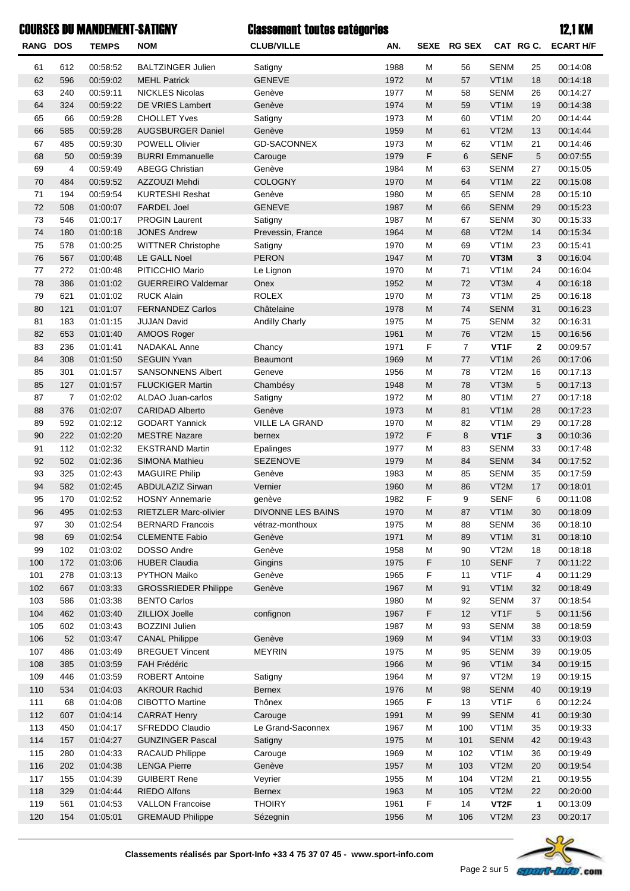# COURSES DU MANDEMENT-SATIGNY

## Classement toutes catégories

## 12,1 KM

| RANG | DOS | TEMPS | NOM | CLUB/VILLE | AN. | SEXE | RG SEX | CAT | RG C. | ECART H/F |
|---|---|---|---|---|---|---|---|---|---|---|
| 61 | 612 | 00:58:52 | BALTZINGER Julien | Satigny | 1988 | M | 56 | SENM | 25 | 00:14:08 |
| 62 | 596 | 00:59:02 | MEHL Patrick | GENEVE | 1972 | M | 57 | VT1M | 18 | 00:14:18 |
| 63 | 240 | 00:59:11 | NICKLES Nicolas | Genève | 1977 | M | 58 | SENM | 26 | 00:14:27 |
| 64 | 324 | 00:59:22 | DE VRIES Lambert | Genève | 1974 | M | 59 | VT1M | 19 | 00:14:38 |
| 65 | 66 | 00:59:28 | CHOLLET Yves | Satigny | 1973 | M | 60 | VT1M | 20 | 00:14:44 |
| 66 | 585 | 00:59:28 | AUGSBURGER Daniel | Genève | 1959 | M | 61 | VT2M | 13 | 00:14:44 |
| 67 | 485 | 00:59:30 | POWELL Olivier | GD-SACONNEX | 1973 | M | 62 | VT1M | 21 | 00:14:46 |
| 68 | 50 | 00:59:39 | BURRI Emmanuelle | Carouge | 1979 | F | 6 | SENF | 5 | 00:07:55 |
| 69 | 4 | 00:59:49 | ABEGG Christian | Genève | 1984 | M | 63 | SENM | 27 | 00:15:05 |
| 70 | 484 | 00:59:52 | AZZOUZI Mehdi | COLOGNY | 1970 | M | 64 | VT1M | 22 | 00:15:08 |
| 71 | 194 | 00:59:54 | KURTESHI Reshat | Genève | 1980 | M | 65 | SENM | 28 | 00:15:10 |
| 72 | 508 | 01:00:07 | FARDEL Joel | GENEVE | 1987 | M | 66 | SENM | 29 | 00:15:23 |
| 73 | 546 | 01:00:17 | PROGIN Laurent | Satigny | 1987 | M | 67 | SENM | 30 | 00:15:33 |
| 74 | 180 | 01:00:18 | JONES Andrew | Prevessin, France | 1964 | M | 68 | VT2M | 14 | 00:15:34 |
| 75 | 578 | 01:00:25 | WITTNER Christophe | Satigny | 1970 | M | 69 | VT1M | 23 | 00:15:41 |
| 76 | 567 | 01:00:48 | LE GALL Noel | PERON | 1947 | M | 70 | **VT3M** | **3** | 00:16:04 |
| 77 | 272 | 01:00:48 | PITICCHIO Mario | Le Lignon | 1970 | M | 71 | VT1M | 24 | 00:16:04 |
| 78 | 386 | 01:01:02 | GUERREIRO Valdemar | Onex | 1952 | M | 72 | VT3M | 4 | 00:16:18 |
| 79 | 621 | 01:01:02 | RUCK Alain | ROLEX | 1970 | M | 73 | VT1M | 25 | 00:16:18 |
| 80 | 121 | 01:01:07 | FERNANDEZ Carlos | Châtelaine | 1978 | M | 74 | SENM | 31 | 00:16:23 |
| 81 | 183 | 01:01:15 | JUJAN David | Andilly Charly | 1975 | M | 75 | SENM | 32 | 00:16:31 |
| 82 | 653 | 01:01:40 | AMOOS Roger |  | 1961 | M | 76 | VT2M | 15 | 00:16:56 |
| 83 | 236 | 01:01:41 | NADAKAL Anne | Chancy | 1971 | F | 7 | **VT1F** | **2** | 00:09:57 |
| 84 | 308 | 01:01:50 | SEGUIN Yvan | Beaumont | 1969 | M | 77 | VT1M | 26 | 00:17:06 |
| 85 | 301 | 01:01:57 | SANSONNENS Albert | Geneve | 1956 | M | 78 | VT2M | 16 | 00:17:13 |
| 85 | 127 | 01:01:57 | FLUCKIGER Martin | Chambésy | 1948 | M | 78 | VT3M | 5 | 00:17:13 |
| 87 | 7 | 01:02:02 | ALDAO Juan-carlos | Satigny | 1972 | M | 80 | VT1M | 27 | 00:17:18 |
| 88 | 376 | 01:02:07 | CARIDAD Alberto | Genève | 1973 | M | 81 | VT1M | 28 | 00:17:23 |
| 89 | 592 | 01:02:12 | GODART Yannick | VILLE LA GRAND | 1970 | M | 82 | VT1M | 29 | 00:17:28 |
| 90 | 222 | 01:02:20 | MESTRE Nazare | bernex | 1972 | F | 8 | **VT1F** | **3** | 00:10:36 |
| 91 | 112 | 01:02:32 | EKSTRAND Martin | Epalinges | 1977 | M | 83 | SENM | 33 | 00:17:48 |
| 92 | 502 | 01:02:36 | SIMONA Mathieu | SEZENOVE | 1979 | M | 84 | SENM | 34 | 00:17:52 |
| 93 | 325 | 01:02:43 | MAGUIRE Philip | Genève | 1983 | M | 85 | SENM | 35 | 00:17:59 |
| 94 | 582 | 01:02:45 | ABDULAZIZ Sirwan | Vernier | 1960 | M | 86 | VT2M | 17 | 00:18:01 |
| 95 | 170 | 01:02:52 | HOSNY Annemarie | genève | 1982 | F | 9 | SENF | 6 | 00:11:08 |
| 96 | 495 | 01:02:53 | RIETZLER Marc-olivier | DIVONNE LES BAINS | 1970 | M | 87 | VT1M | 30 | 00:18:09 |
| 97 | 30 | 01:02:54 | BERNARD Francois | vétraz-monthoux | 1975 | M | 88 | SENM | 36 | 00:18:10 |
| 98 | 69 | 01:02:54 | CLEMENTE Fabio | Genève | 1971 | M | 89 | VT1M | 31 | 00:18:10 |
| 99 | 102 | 01:03:02 | DOSSO Andre | Genève | 1958 | M | 90 | VT2M | 18 | 00:18:18 |
| 100 | 172 | 01:03:06 | HUBER Claudia | Gingins | 1975 | F | 10 | SENF | 7 | 00:11:22 |
| 101 | 278 | 01:03:13 | PYTHON Maiko | Genève | 1965 | F | 11 | VT1F | 4 | 00:11:29 |
| 102 | 667 | 01:03:33 | GROSSRIEDER Philippe | Genève | 1967 | M | 91 | VT1M | 32 | 00:18:49 |
| 103 | 586 | 01:03:38 | BENTO Carlos |  | 1980 | M | 92 | SENM | 37 | 00:18:54 |
| 104 | 462 | 01:03:40 | ZILLIOX Joelle | confignon | 1967 | F | 12 | VT1F | 5 | 00:11:56 |
| 105 | 602 | 01:03:43 | BOZZINI Julien |  | 1987 | M | 93 | SENM | 38 | 00:18:59 |
| 106 | 52 | 01:03:47 | CANAL Philippe | Genève | 1969 | M | 94 | VT1M | 33 | 00:19:03 |
| 107 | 486 | 01:03:49 | BREGUET Vincent | MEYRIN | 1975 | M | 95 | SENM | 39 | 00:19:05 |
| 108 | 385 | 01:03:59 | FAH Frédéric |  | 1966 | M | 96 | VT1M | 34 | 00:19:15 |
| 109 | 446 | 01:03:59 | ROBERT Antoine | Satigny | 1964 | M | 97 | VT2M | 19 | 00:19:15 |
| 110 | 534 | 01:04:03 | AKROUR Rachid | Bernex | 1976 | M | 98 | SENM | 40 | 00:19:19 |
| 111 | 68 | 01:04:08 | CIBOTTO Martine | Thônex | 1965 | F | 13 | VT1F | 6 | 00:12:24 |
| 112 | 607 | 01:04:14 | CARRAT Henry | Carouge | 1991 | M | 99 | SENM | 41 | 00:19:30 |
| 113 | 450 | 01:04:17 | SFREDDO Claudio | Le Grand-Saconnex | 1967 | M | 100 | VT1M | 35 | 00:19:33 |
| 114 | 157 | 01:04:27 | GUNZINGER Pascal | Satigny | 1975 | M | 101 | SENM | 42 | 00:19:43 |
| 115 | 280 | 01:04:33 | RACAUD Philippe | Carouge | 1969 | M | 102 | VT1M | 36 | 00:19:49 |
| 116 | 202 | 01:04:38 | LENGA Pierre | Genève | 1957 | M | 103 | VT2M | 20 | 00:19:54 |
| 117 | 155 | 01:04:39 | GUIBERT Rene | Veyrier | 1955 | M | 104 | VT2M | 21 | 00:19:55 |
| 118 | 329 | 01:04:44 | RIEDO Alfons | Bernex | 1963 | M | 105 | VT2M | 22 | 00:20:00 |
| 119 | 561 | 01:04:53 | VALLON Francoise | THOIRY | 1961 | F | 14 | **VT2F** | **1** | 00:13:09 |
| 120 | 154 | 01:05:01 | GREMAUD Philippe | Sézegnin | 1956 | M | 106 | VT2M | 23 | 00:20:17 |

**Classements réalisés par Sport-Info +33 4 75 37 07 45 - www.sport-info.com**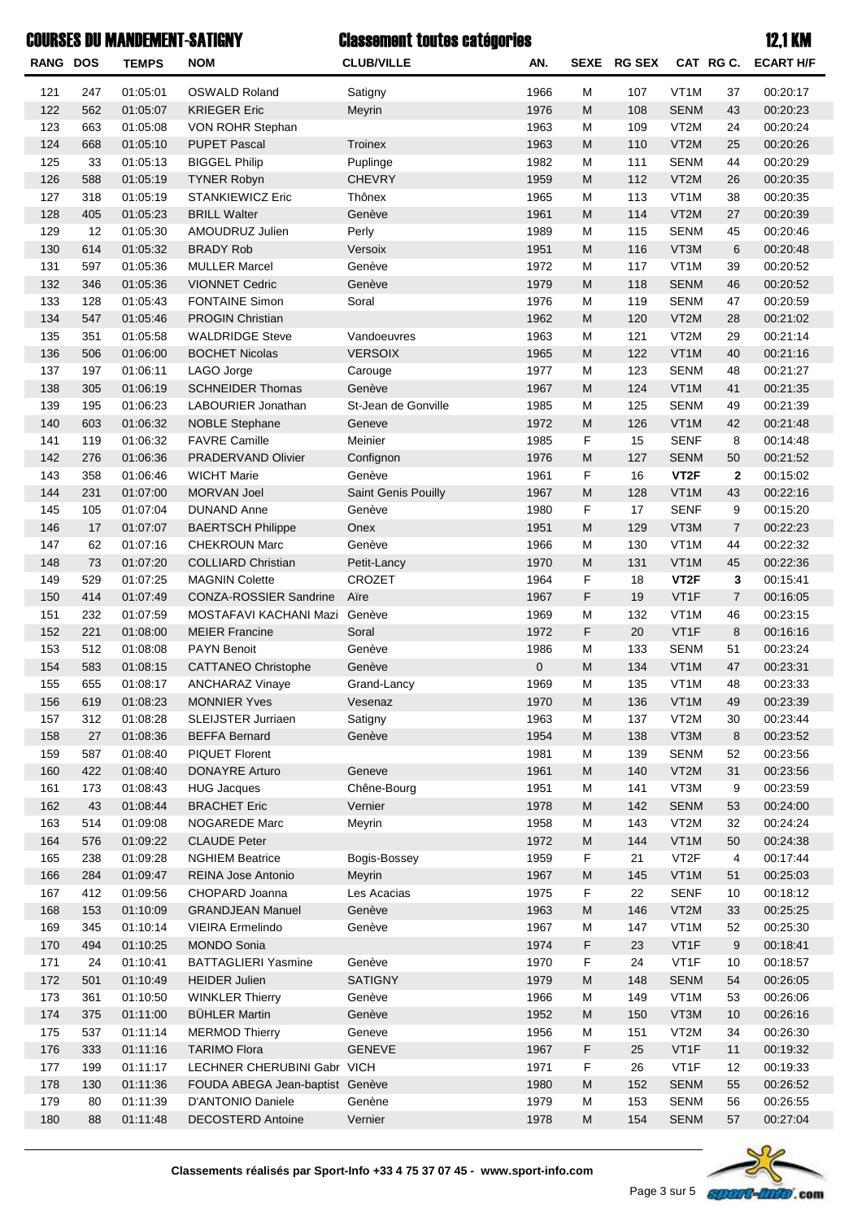# COURSES DU MANDEMENT-SATIGNY

## Classement toutes catégories

12,1 KM

| RANG | DOS | TEMPS | NOM | CLUB/VILLE | AN. | SEXE | RG SEX | CAT | RG C. | ECART H/F |
|---|---|---|---|---|---|---|---|---|---|---|
| 121 | 247 | 01:05:01 | OSWALD Roland | Satigny | 1966 | M | 107 | VT1M | 37 | 00:20:17 |
| 122 | 562 | 01:05:07 | KRIEGER Eric | Meyrin | 1976 | M | 108 | SENM | 43 | 00:20:23 |
| 123 | 663 | 01:05:08 | VON ROHR Stephan | | 1963 | M | 109 | VT2M | 24 | 00:20:24 |
| 124 | 668 | 01:05:10 | PUPET Pascal | Troinex | 1963 | M | 110 | VT2M | 25 | 00:20:26 |
| 125 | 33 | 01:05:13 | BIGGEL Philip | Puplinge | 1982 | M | 111 | SENM | 44 | 00:20:29 |
| 126 | 588 | 01:05:19 | TYNER Robyn | CHEVRY | 1959 | M | 112 | VT2M | 26 | 00:20:35 |
| 127 | 318 | 01:05:19 | STANKIEWICZ Eric | Thônex | 1965 | M | 113 | VT1M | 38 | 00:20:35 |
| 128 | 405 | 01:05:23 | BRILL Walter | Genève | 1961 | M | 114 | VT2M | 27 | 00:20:39 |
| 129 | 12 | 01:05:30 | AMOUDRUZ Julien | Perly | 1989 | M | 115 | SENM | 45 | 00:20:46 |
| 130 | 614 | 01:05:32 | BRADY Rob | Versoix | 1951 | M | 116 | VT3M | 6 | 00:20:48 |
| 131 | 597 | 01:05:36 | MULLER Marcel | Genève | 1972 | M | 117 | VT1M | 39 | 00:20:52 |
| 132 | 346 | 01:05:36 | VIONNET Cedric | Genève | 1979 | M | 118 | SENM | 46 | 00:20:52 |
| 133 | 128 | 01:05:43 | FONTAINE Simon | Soral | 1976 | M | 119 | SENM | 47 | 00:20:59 |
| 134 | 547 | 01:05:46 | PROGIN Christian | | 1962 | M | 120 | VT2M | 28 | 00:21:02 |
| 135 | 351 | 01:05:58 | WALDRIDGE Steve | Vandoeuvres | 1963 | M | 121 | VT2M | 29 | 00:21:14 |
| 136 | 506 | 01:06:00 | BOCHET Nicolas | VERSOIX | 1965 | M | 122 | VT1M | 40 | 00:21:16 |
| 137 | 197 | 01:06:11 | LAGO Jorge | Carouge | 1977 | M | 123 | SENM | 48 | 00:21:27 |
| 138 | 305 | 01:06:19 | SCHNEIDER Thomas | Genève | 1967 | M | 124 | VT1M | 41 | 00:21:35 |
| 139 | 195 | 01:06:23 | LABOURIER Jonathan | St-Jean de Gonville | 1985 | M | 125 | SENM | 49 | 00:21:39 |
| 140 | 603 | 01:06:32 | NOBLE Stephane | Geneve | 1972 | M | 126 | VT1M | 42 | 00:21:48 |
| 141 | 119 | 01:06:32 | FAVRE Camille | Meinier | 1985 | F | 15 | SENF | 8 | 00:14:48 |
| 142 | 276 | 01:06:36 | PRADERVAND Olivier | Confignon | 1976 | M | 127 | SENM | 50 | 00:21:52 |
| 143 | 358 | 01:06:46 | WICHT Marie | Genève | 1961 | F | 16 | **VT2F** | **2** | 00:15:02 |
| 144 | 231 | 01:07:00 | MORVAN Joel | Saint Genis Pouilly | 1967 | M | 128 | VT1M | 43 | 00:22:16 |
| 145 | 105 | 01:07:04 | DUNAND Anne | Genève | 1980 | F | 17 | SENF | 9 | 00:15:20 |
| 146 | 17 | 01:07:07 | BAERTSCH Philippe | Onex | 1951 | M | 129 | VT3M | 7 | 00:22:23 |
| 147 | 62 | 01:07:16 | CHEKROUN Marc | Genève | 1966 | M | 130 | VT1M | 44 | 00:22:32 |
| 148 | 73 | 01:07:20 | COLLIARD Christian | Petit-Lancy | 1970 | M | 131 | VT1M | 45 | 00:22:36 |
| 149 | 529 | 01:07:25 | MAGNIN Colette | CROZET | 1964 | F | 18 | **VT2F** | **3** | 00:15:41 |
| 150 | 414 | 01:07:49 | CONZA-ROSSIER Sandrine | Aïre | 1967 | F | 19 | VT1F | 7 | 00:16:05 |
| 151 | 232 | 01:07:59 | MOSTAFAVI KACHANI Mazi | Genève | 1969 | M | 132 | VT1M | 46 | 00:23:15 |
| 152 | 221 | 01:08:00 | MEIER Francine | Soral | 1972 | F | 20 | VT1F | 8 | 00:16:16 |
| 153 | 512 | 01:08:08 | PAYN Benoit | Genève | 1986 | M | 133 | SENM | 51 | 00:23:24 |
| 154 | 583 | 01:08:15 | CATTANEO Christophe | Genève | 0 | M | 134 | VT1M | 47 | 00:23:31 |
| 155 | 655 | 01:08:17 | ANCHARAZ Vinaye | Grand-Lancy | 1969 | M | 135 | VT1M | 48 | 00:23:33 |
| 156 | 619 | 01:08:23 | MONNIER Yves | Vesenaz | 1970 | M | 136 | VT1M | 49 | 00:23:39 |
| 157 | 312 | 01:08:28 | SLEIJSTER Jurriaen | Satigny | 1963 | M | 137 | VT2M | 30 | 00:23:44 |
| 158 | 27 | 01:08:36 | BEFFA Bernard | Genève | 1954 | M | 138 | VT3M | 8 | 00:23:52 |
| 159 | 587 | 01:08:40 | PIQUET Florent | | 1981 | M | 139 | SENM | 52 | 00:23:56 |
| 160 | 422 | 01:08:40 | DONAYRE Arturo | Geneve | 1961 | M | 140 | VT2M | 31 | 00:23:56 |
| 161 | 173 | 01:08:43 | HUG Jacques | Chêne-Bourg | 1951 | M | 141 | VT3M | 9 | 00:23:59 |
| 162 | 43 | 01:08:44 | BRACHET Eric | Vernier | 1978 | M | 142 | SENM | 53 | 00:24:00 |
| 163 | 514 | 01:09:08 | NOGAREDE Marc | Meyrin | 1958 | M | 143 | VT2M | 32 | 00:24:24 |
| 164 | 576 | 01:09:22 | CLAUDE Peter | | 1972 | M | 144 | VT1M | 50 | 00:24:38 |
| 165 | 238 | 01:09:28 | NGHIEM Beatrice | Bogis-Bossey | 1959 | F | 21 | VT2F | 4 | 00:17:44 |
| 166 | 284 | 01:09:47 | REINA Jose Antonio | Meyrin | 1967 | M | 145 | VT1M | 51 | 00:25:03 |
| 167 | 412 | 01:09:56 | CHOPARD Joanna | Les Acacias | 1975 | F | 22 | SENF | 10 | 00:18:12 |
| 168 | 153 | 01:10:09 | GRANDJEAN Manuel | Genève | 1963 | M | 146 | VT2M | 33 | 00:25:25 |
| 169 | 345 | 01:10:14 | VIEIRA Ermelindo | Genève | 1967 | M | 147 | VT1M | 52 | 00:25:30 |
| 170 | 494 | 01:10:25 | MONDO Sonia | | 1974 | F | 23 | VT1F | 9 | 00:18:41 |
| 171 | 24 | 01:10:41 | BATTAGLIERI Yasmine | Genève | 1970 | F | 24 | VT1F | 10 | 00:18:57 |
| 172 | 501 | 01:10:49 | HEIDER Julien | SATIGNY | 1979 | M | 148 | SENM | 54 | 00:26:05 |
| 173 | 361 | 01:10:50 | WINKLER Thierry | Genève | 1966 | M | 149 | VT1M | 53 | 00:26:06 |
| 174 | 375 | 01:11:00 | BÜHLER Martin | Genève | 1952 | M | 150 | VT3M | 10 | 00:26:16 |
| 175 | 537 | 01:11:14 | MERMOD Thierry | Geneve | 1956 | M | 151 | VT2M | 34 | 00:26:30 |
| 176 | 333 | 01:11:16 | TARIMO Flora | GENEVE | 1967 | F | 25 | VT1F | 11 | 00:19:32 |
| 177 | 199 | 01:11:17 | LECHNER CHERUBINI Gabr | VICH | 1971 | F | 26 | VT1F | 12 | 00:19:33 |
| 178 | 130 | 01:11:36 | FOUDA ABEGA Jean-baptist | Genève | 1980 | M | 152 | SENM | 55 | 00:26:52 |
| 179 | 80 | 01:11:39 | D'ANTONIO Daniele | Genène | 1979 | M | 153 | SENM | 56 | 00:26:55 |
| 180 | 88 | 01:11:48 | DECOSTERD Antoine | Vernier | 1978 | M | 154 | SENM | 57 | 00:27:04 |

**Classements réalisés par Sport-Info +33 4 75 37 07 45 - www.sport-info.com**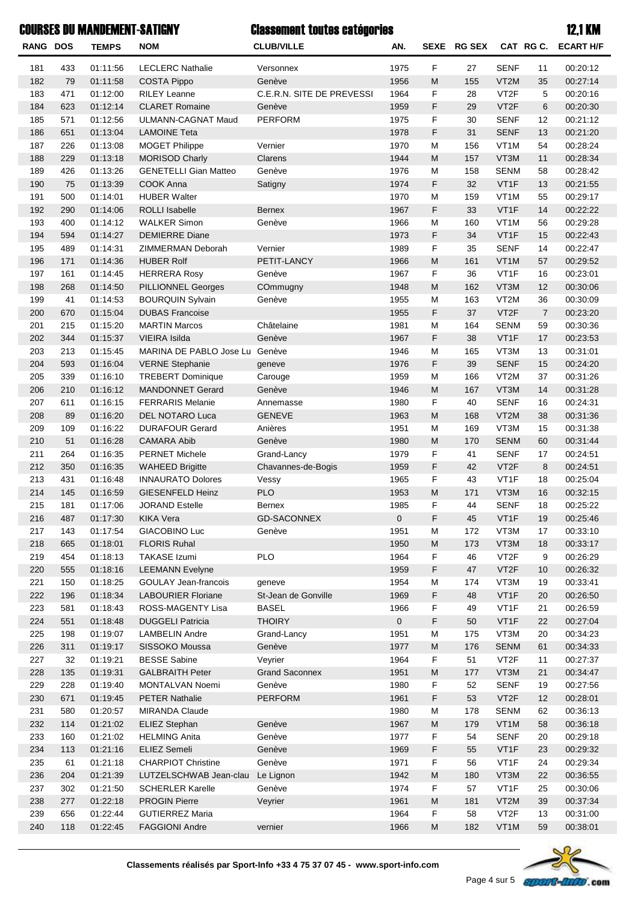# COURSES DU MANDEMENT-SATIGNY

## Classement toutes catégories

## 12,1 KM

| RANG | DOS | TEMPS | NOM | CLUB/VILLE | AN. | SEXE | RG SEX | CAT | RG C. | ECART H/F |
|---|---|---|---|---|---|---|---|---|---|---|
| 181 | 433 | 01:11:56 | LECLERC Nathalie | Versonnex | 1975 | F | 27 | SENF | 11 | 00:20:12 |
| 182 | 79 | 01:11:58 | COSTA Pippo | Genève | 1956 | M | 155 | VT2M | 35 | 00:27:14 |
| 183 | 471 | 01:12:00 | RILEY Leanne | C.E.R.N. SITE DE PREVESSI | 1964 | F | 28 | VT2F | 5 | 00:20:16 |
| 184 | 623 | 01:12:14 | CLARET Romaine | Genève | 1959 | F | 29 | VT2F | 6 | 00:20:30 |
| 185 | 571 | 01:12:56 | ULMANN-CAGNAT Maud | PERFORM | 1975 | F | 30 | SENF | 12 | 00:21:12 |
| 186 | 651 | 01:13:04 | LAMOINE Teta | | 1978 | F | 31 | SENF | 13 | 00:21:20 |
| 187 | 226 | 01:13:08 | MOGET Philippe | Vernier | 1970 | M | 156 | VT1M | 54 | 00:28:24 |
| 188 | 229 | 01:13:18 | MORISOD Charly | Clarens | 1944 | M | 157 | VT3M | 11 | 00:28:34 |
| 189 | 426 | 01:13:26 | GENETELLI Gian Matteo | Genève | 1976 | M | 158 | SENM | 58 | 00:28:42 |
| 190 | 75 | 01:13:39 | COOK Anna | Satigny | 1974 | F | 32 | VT1F | 13 | 00:21:55 |
| 191 | 500 | 01:14:01 | HUBER Walter | | 1970 | M | 159 | VT1M | 55 | 00:29:17 |
| 192 | 290 | 01:14:06 | ROLLI Isabelle | Bernex | 1967 | F | 33 | VT1F | 14 | 00:22:22 |
| 193 | 400 | 01:14:12 | WALKER Simon | Genève | 1966 | M | 160 | VT1M | 56 | 00:29:28 |
| 194 | 594 | 01:14:27 | DEMIERRE Diane | | 1973 | F | 34 | VT1F | 15 | 00:22:43 |
| 195 | 489 | 01:14:31 | ZIMMERMAN Deborah | Vernier | 1989 | F | 35 | SENF | 14 | 00:22:47 |
| 196 | 171 | 01:14:36 | HUBER Rolf | PETIT-LANCY | 1966 | M | 161 | VT1M | 57 | 00:29:52 |
| 197 | 161 | 01:14:45 | HERRERA Rosy | Genève | 1967 | F | 36 | VT1F | 16 | 00:23:01 |
| 198 | 268 | 01:14:50 | PILLIONNEL Georges | COmmugny | 1948 | M | 162 | VT3M | 12 | 00:30:06 |
| 199 | 41 | 01:14:53 | BOURQUIN Sylvain | Genève | 1955 | M | 163 | VT2M | 36 | 00:30:09 |
| 200 | 670 | 01:15:04 | DUBAS Francoise | | 1955 | F | 37 | VT2F | 7 | 00:23:20 |
| 201 | 215 | 01:15:20 | MARTIN Marcos | Châtelaine | 1981 | M | 164 | SENM | 59 | 00:30:36 |
| 202 | 344 | 01:15:37 | VIEIRA Isilda | Genève | 1967 | F | 38 | VT1F | 17 | 00:23:53 |
| 203 | 213 | 01:15:45 | MARINA DE PABLO Jose Lu | Genève | 1946 | M | 165 | VT3M | 13 | 00:31:01 |
| 204 | 593 | 01:16:04 | VERNE Stephanie | geneve | 1976 | F | 39 | SENF | 15 | 00:24:20 |
| 205 | 339 | 01:16:10 | TREBERT Dominique | Carouge | 1959 | M | 166 | VT2M | 37 | 00:31:26 |
| 206 | 210 | 01:16:12 | MANDONNET Gerard | Genève | 1946 | M | 167 | VT3M | 14 | 00:31:28 |
| 207 | 611 | 01:16:15 | FERRARIS Melanie | Annemasse | 1980 | F | 40 | SENF | 16 | 00:24:31 |
| 208 | 89 | 01:16:20 | DEL NOTARO Luca | GENEVE | 1963 | M | 168 | VT2M | 38 | 00:31:36 |
| 209 | 109 | 01:16:22 | DURAFOUR Gerard | Anières | 1951 | M | 169 | VT3M | 15 | 00:31:38 |
| 210 | 51 | 01:16:28 | CAMARA Abib | Genève | 1980 | M | 170 | SENM | 60 | 00:31:44 |
| 211 | 264 | 01:16:35 | PERNET Michele | Grand-Lancy | 1979 | F | 41 | SENF | 17 | 00:24:51 |
| 212 | 350 | 01:16:35 | WAHEED Brigitte | Chavannes-de-Bogis | 1959 | F | 42 | VT2F | 8 | 00:24:51 |
| 213 | 431 | 01:16:48 | INNAURATO Dolores | Vessy | 1965 | F | 43 | VT1F | 18 | 00:25:04 |
| 214 | 145 | 01:16:59 | GIESENFELD Heinz | PLO | 1953 | M | 171 | VT3M | 16 | 00:32:15 |
| 215 | 181 | 01:17:06 | JORAND Estelle | Bernex | 1985 | F | 44 | SENF | 18 | 00:25:22 |
| 216 | 487 | 01:17:30 | KIKA Vera | GD-SACONNEX | 0 | F | 45 | VT1F | 19 | 00:25:46 |
| 217 | 143 | 01:17:54 | GIACOBINO Luc | Genève | 1951 | M | 172 | VT3M | 17 | 00:33:10 |
| 218 | 665 | 01:18:01 | FLORIS Ruhal | | 1950 | M | 173 | VT3M | 18 | 00:33:17 |
| 219 | 454 | 01:18:13 | TAKASE Izumi | PLO | 1964 | F | 46 | VT2F | 9 | 00:26:29 |
| 220 | 555 | 01:18:16 | LEEMANN Evelyne | | 1959 | F | 47 | VT2F | 10 | 00:26:32 |
| 221 | 150 | 01:18:25 | GOULAY Jean-francois | geneve | 1954 | M | 174 | VT3M | 19 | 00:33:41 |
| 222 | 196 | 01:18:34 | LABOURIER Floriane | St-Jean de Gonville | 1969 | F | 48 | VT1F | 20 | 00:26:50 |
| 223 | 581 | 01:18:43 | ROSS-MAGENTY Lisa | BASEL | 1966 | F | 49 | VT1F | 21 | 00:26:59 |
| 224 | 551 | 01:18:48 | DUGGELI Patricia | THOIRY | 0 | F | 50 | VT1F | 22 | 00:27:04 |
| 225 | 198 | 01:19:07 | LAMBELIN Andre | Grand-Lancy | 1951 | M | 175 | VT3M | 20 | 00:34:23 |
| 226 | 311 | 01:19:17 | SISSOKO Moussa | Genève | 1977 | M | 176 | SENM | 61 | 00:34:33 |
| 227 | 32 | 01:19:21 | BESSE Sabine | Veyrier | 1964 | F | 51 | VT2F | 11 | 00:27:37 |
| 228 | 135 | 01:19:31 | GALBRAITH Peter | Grand Saconnex | 1951 | M | 177 | VT3M | 21 | 00:34:47 |
| 229 | 228 | 01:19:40 | MONTALVAN Noemi | Genève | 1980 | F | 52 | SENF | 19 | 00:27:56 |
| 230 | 671 | 01:19:45 | PETER Nathalie | PERFORM | 1961 | F | 53 | VT2F | 12 | 00:28:01 |
| 231 | 580 | 01:20:57 | MIRANDA Claude | | 1980 | M | 178 | SENM | 62 | 00:36:13 |
| 232 | 114 | 01:21:02 | ELIEZ Stephan | Genève | 1967 | M | 179 | VT1M | 58 | 00:36:18 |
| 233 | 160 | 01:21:02 | HELMING Anita | Genève | 1977 | F | 54 | SENF | 20 | 00:29:18 |
| 234 | 113 | 01:21:16 | ELIEZ Semeli | Genève | 1969 | F | 55 | VT1F | 23 | 00:29:32 |
| 235 | 61 | 01:21:18 | CHARPIOT Christine | Genève | 1971 | F | 56 | VT1F | 24 | 00:29:34 |
| 236 | 204 | 01:21:39 | LUTZELSCHWAB Jean-clau | Le Lignon | 1942 | M | 180 | VT3M | 22 | 00:36:55 |
| 237 | 302 | 01:21:50 | SCHERLER Karelle | Genève | 1974 | F | 57 | VT1F | 25 | 00:30:06 |
| 238 | 277 | 01:22:18 | PROGIN Pierre | Veyrier | 1961 | M | 181 | VT2M | 39 | 00:37:34 |
| 239 | 656 | 01:22:44 | GUTIERREZ Maria | | 1964 | F | 58 | VT2F | 13 | 00:31:00 |
| 240 | 118 | 01:22:45 | FAGGIONI Andre | vernier | 1966 | M | 182 | VT1M | 59 | 00:38:01 |

**Classements réalisés par Sport-Info +33 4 75 37 07 45 - www.sport-info.com**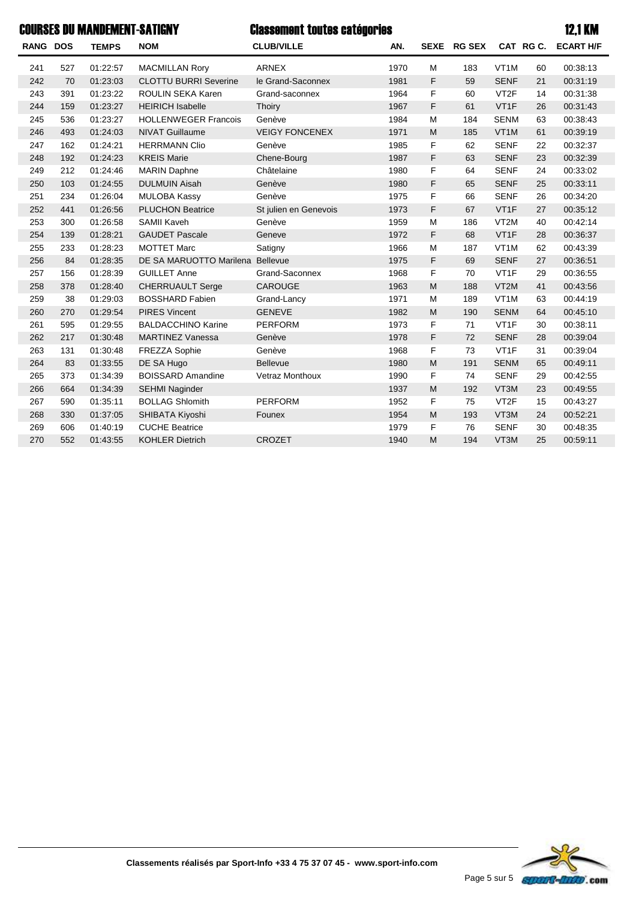# COURSES DU MANDEMENT-SATIGNY

## Classement toutes catégories

## 12,1 KM

| RANG | DOS | TEMPS | NOM | CLUB/VILLE | AN. | SEXE | RG SEX | CAT | RG C. | ECART H/F |
|---|---|---|---|---|---|---|---|---|---|---|
| 241 | 527 | 01:22:57 | MACMILLAN Rory | ARNEX | 1970 | M | 183 | VT1M | 60 | 00:38:13 |
| 242 | 70 | 01:23:03 | CLOTTU BURRI Severine | le Grand-Saconnex | 1981 | F | 59 | SENF | 21 | 00:31:19 |
| 243 | 391 | 01:23:22 | ROULIN SEKA Karen | Grand-saconnex | 1964 | F | 60 | VT2F | 14 | 00:31:38 |
| 244 | 159 | 01:23:27 | HEIRICH Isabelle | Thoiry | 1967 | F | 61 | VT1F | 26 | 00:31:43 |
| 245 | 536 | 01:23:27 | HOLLENWEGER Francois | Genève | 1984 | M | 184 | SENM | 63 | 00:38:43 |
| 246 | 493 | 01:24:03 | NIVAT Guillaume | VEIGY FONCENEX | 1971 | M | 185 | VT1M | 61 | 00:39:19 |
| 247 | 162 | 01:24:21 | HERRMANN Clio | Genève | 1985 | F | 62 | SENF | 22 | 00:32:37 |
| 248 | 192 | 01:24:23 | KREIS Marie | Chene-Bourg | 1987 | F | 63 | SENF | 23 | 00:32:39 |
| 249 | 212 | 01:24:46 | MARIN Daphne | Châtelaine | 1980 | F | 64 | SENF | 24 | 00:33:02 |
| 250 | 103 | 01:24:55 | DULMUIN Aisah | Genève | 1980 | F | 65 | SENF | 25 | 00:33:11 |
| 251 | 234 | 01:26:04 | MULOBA Kassy | Genève | 1975 | F | 66 | SENF | 26 | 00:34:20 |
| 252 | 441 | 01:26:56 | PLUCHON Beatrice | St julien en Genevois | 1973 | F | 67 | VT1F | 27 | 00:35:12 |
| 253 | 300 | 01:26:58 | SAMII Kaveh | Genève | 1959 | M | 186 | VT2M | 40 | 00:42:14 |
| 254 | 139 | 01:28:21 | GAUDET Pascale | Geneve | 1972 | F | 68 | VT1F | 28 | 00:36:37 |
| 255 | 233 | 01:28:23 | MOTTET Marc | Satigny | 1966 | M | 187 | VT1M | 62 | 00:43:39 |
| 256 | 84 | 01:28:35 | DE SA MARUOTTO Marilena | Bellevue | 1975 | F | 69 | SENF | 27 | 00:36:51 |
| 257 | 156 | 01:28:39 | GUILLET Anne | Grand-Saconnex | 1968 | F | 70 | VT1F | 29 | 00:36:55 |
| 258 | 378 | 01:28:40 | CHERRUAULT Serge | CAROUGE | 1963 | M | 188 | VT2M | 41 | 00:43:56 |
| 259 | 38 | 01:29:03 | BOSSHARD Fabien | Grand-Lancy | 1971 | M | 189 | VT1M | 63 | 00:44:19 |
| 260 | 270 | 01:29:54 | PIRES Vincent | GENEVE | 1982 | M | 190 | SENM | 64 | 00:45:10 |
| 261 | 595 | 01:29:55 | BALDACCHINO Karine | PERFORM | 1973 | F | 71 | VT1F | 30 | 00:38:11 |
| 262 | 217 | 01:30:48 | MARTINEZ Vanessa | Genève | 1978 | F | 72 | SENF | 28 | 00:39:04 |
| 263 | 131 | 01:30:48 | FREZZA Sophie | Genève | 1968 | F | 73 | VT1F | 31 | 00:39:04 |
| 264 | 83 | 01:33:55 | DE SA Hugo | Bellevue | 1980 | M | 191 | SENM | 65 | 00:49:11 |
| 265 | 373 | 01:34:39 | BOISSARD Amandine | Vetraz Monthoux | 1990 | F | 74 | SENF | 29 | 00:42:55 |
| 266 | 664 | 01:34:39 | SEHMI Naginder | | 1937 | M | 192 | VT3M | 23 | 00:49:55 |
| 267 | 590 | 01:35:11 | BOLLAG Shlomith | PERFORM | 1952 | F | 75 | VT2F | 15 | 00:43:27 |
| 268 | 330 | 01:37:05 | SHIBATA Kiyoshi | Founex | 1954 | M | 193 | VT3M | 24 | 00:52:21 |
| 269 | 606 | 01:40:19 | CUCHE Beatrice | | 1979 | F | 76 | SENF | 30 | 00:48:35 |
| 270 | 552 | 01:43:55 | KOHLER Dietrich | CROZET | 1940 | M | 194 | VT3M | 25 | 00:59:11 |

**Classements réalisés par Sport-Info +33 4 75 37 07 45 - www.sport-info.com**